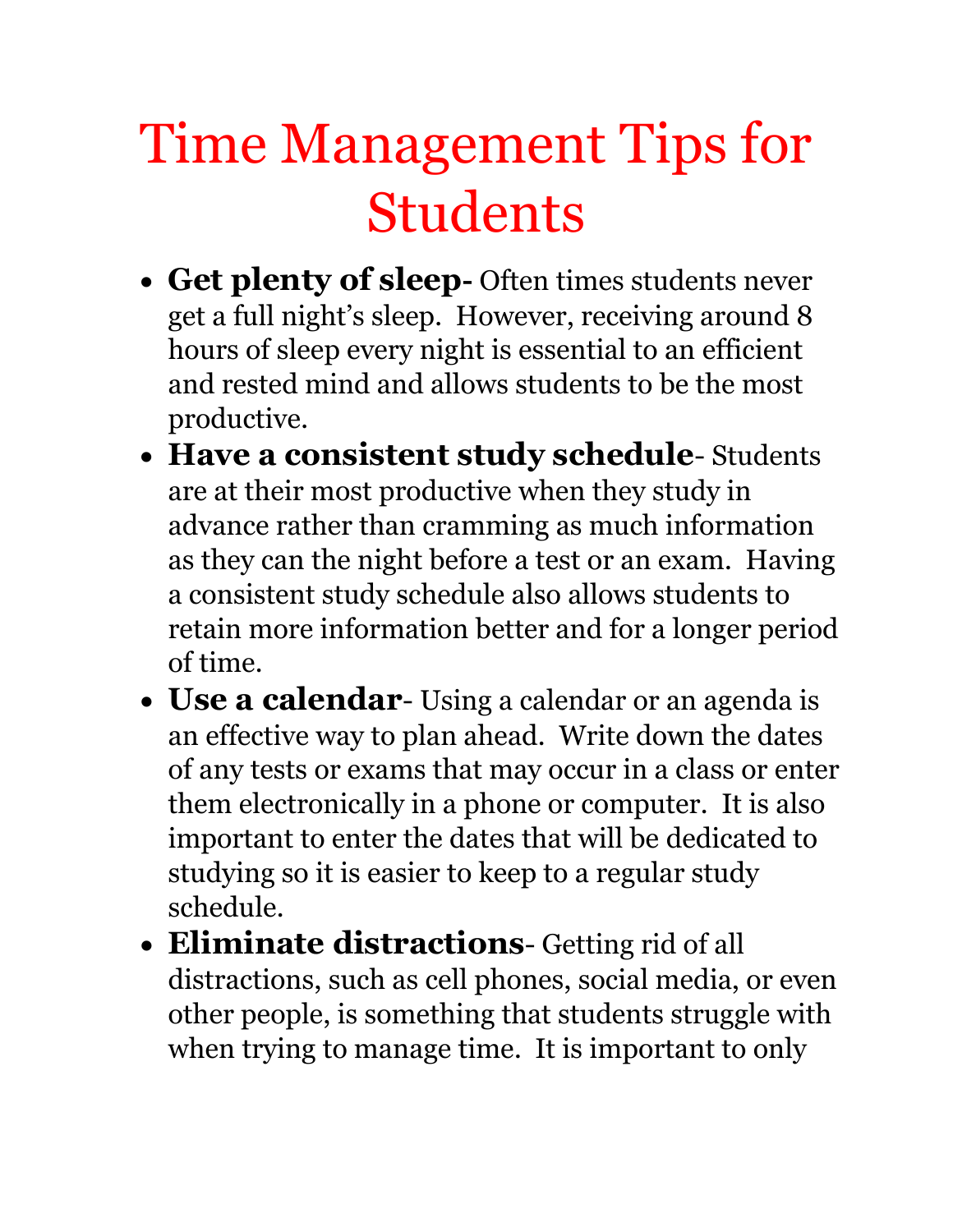# Time Management Tips for Students

- **Get plenty of sleep-** Often times students never get a full night's sleep. However, receiving around 8 hours of sleep every night is essential to an efficient and rested mind and allows students to be the most productive.
- **Have a consistent study schedule**- Students are at their most productive when they study in advance rather than cramming as much information as they can the night before a test or an exam. Having a consistent study schedule also allows students to retain more information better and for a longer period of time.
- **Use a calendar**- Using a calendar or an agenda is an effective way to plan ahead. Write down the dates of any tests or exams that may occur in a class or enter them electronically in a phone or computer. It is also important to enter the dates that will be dedicated to studying so it is easier to keep to a regular study schedule.
- **Eliminate distractions**- Getting rid of all distractions, such as cell phones, social media, or even other people, is something that students struggle with when trying to manage time. It is important to only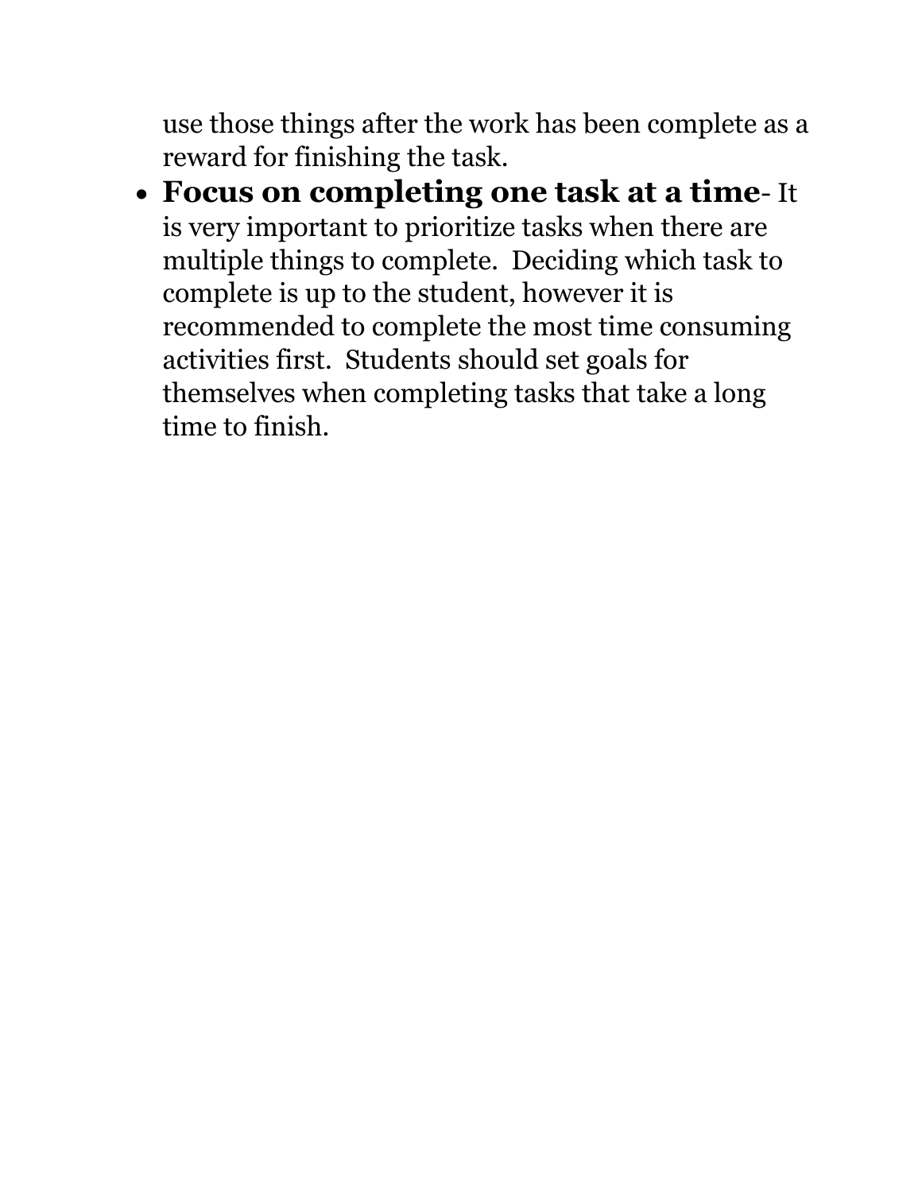use those things after the work has been complete as a reward for finishing the task.

- **Focus on completing one task at a time**- It is very important to prioritize tasks when there are multiple things to complete. Deciding which task to complete is up to the student, however it is recommended to complete the most time consuming activities first. Students should set goals for themselves when completing tasks that take a long time to finish.